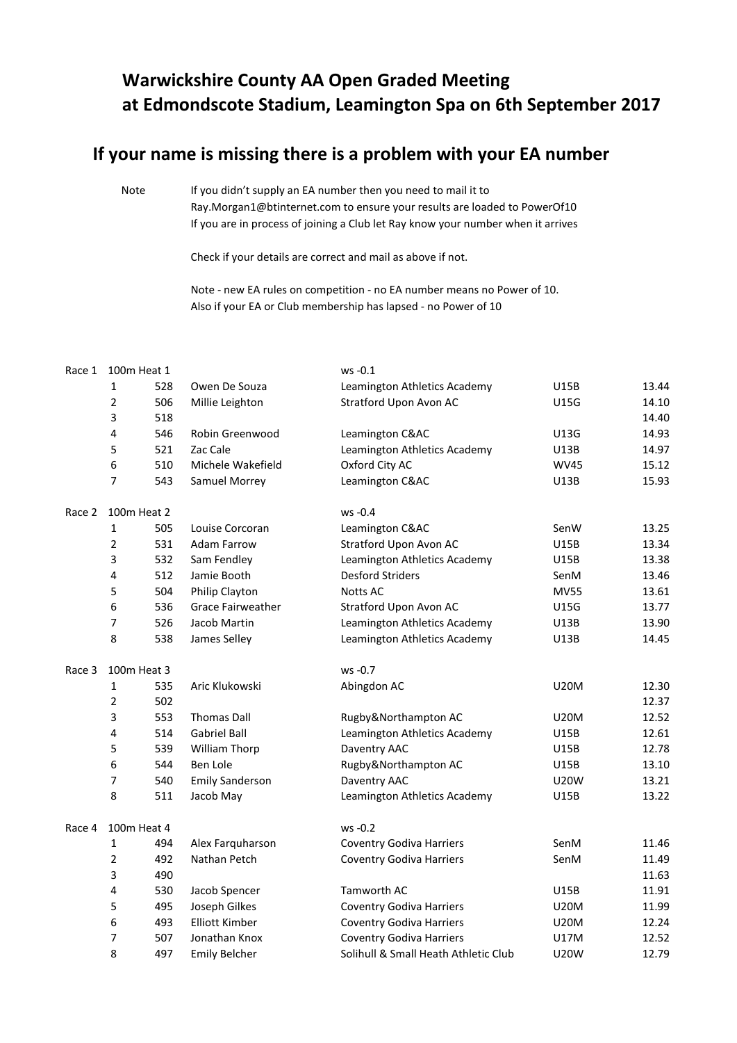# Warwickshire County AA Open Graded Meeting at Edmondscote Stadium, Leamington Spa on 6th September 2017

## If your name is missing there is a problem with your EA number

Note If you didn't supply an EA number then you need to mail it to Ray.Morgan1@btinternet.com to ensure your results are loaded to PowerOf10
If you are in process of joining a Club let Ray know your number when it arrives

Check if your details are correct and mail as above if not.

Note - new EA rules on competition - no EA number means no Power of 10.
Also if your EA or Club membership has lapsed - no Power of 10

| Race | Pos | No | Name | Club | Cat | Time |
|---|---|---|---|---|---|---|
| Race 1 | 100m Heat 1 | | | ws -0.1 | | |
| | 1 | 528 | Owen De Souza | Leamington Athletics Academy | U15B | 13.44 |
| | 2 | 506 | Millie Leighton | Stratford Upon Avon AC | U15G | 14.10 |
| | 3 | 518 | | | | 14.40 |
| | 4 | 546 | Robin Greenwood | Leamington C&AC | U13G | 14.93 |
| | 5 | 521 | Zac Cale | Leamington Athletics Academy | U13B | 14.97 |
| | 6 | 510 | Michele Wakefield | Oxford City AC | WV45 | 15.12 |
| | 7 | 543 | Samuel Morrey | Leamington C&AC | U13B | 15.93 |
| Race 2 | 100m Heat 2 | | | ws -0.4 | | |
| | 1 | 505 | Louise Corcoran | Leamington C&AC | SenW | 13.25 |
| | 2 | 531 | Adam Farrow | Stratford Upon Avon AC | U15B | 13.34 |
| | 3 | 532 | Sam Fendley | Leamington Athletics Academy | U15B | 13.38 |
| | 4 | 512 | Jamie Booth | Desford Striders | SenM | 13.46 |
| | 5 | 504 | Philip Clayton | Notts AC | MV55 | 13.61 |
| | 6 | 536 | Grace Fairweather | Stratford Upon Avon AC | U15G | 13.77 |
| | 7 | 526 | Jacob Martin | Leamington Athletics Academy | U13B | 13.90 |
| | 8 | 538 | James Selley | Leamington Athletics Academy | U13B | 14.45 |
| Race 3 | 100m Heat 3 | | | ws -0.7 | | |
| | 1 | 535 | Aric Klukowski | Abingdon AC | U20M | 12.30 |
| | 2 | 502 | | | | 12.37 |
| | 3 | 553 | Thomas Dall | Rugby&Northampton AC | U20M | 12.52 |
| | 4 | 514 | Gabriel Ball | Leamington Athletics Academy | U15B | 12.61 |
| | 5 | 539 | William Thorp | Daventry AAC | U15B | 12.78 |
| | 6 | 544 | Ben Lole | Rugby&Northampton AC | U15B | 13.10 |
| | 7 | 540 | Emily Sanderson | Daventry AAC | U20W | 13.21 |
| | 8 | 511 | Jacob May | Leamington Athletics Academy | U15B | 13.22 |
| Race 4 | 100m Heat 4 | | | ws -0.2 | | |
| | 1 | 494 | Alex Farquharson | Coventry Godiva Harriers | SenM | 11.46 |
| | 2 | 492 | Nathan Petch | Coventry Godiva Harriers | SenM | 11.49 |
| | 3 | 490 | | | | 11.63 |
| | 4 | 530 | Jacob Spencer | Tamworth AC | U15B | 11.91 |
| | 5 | 495 | Joseph Gilkes | Coventry Godiva Harriers | U20M | 11.99 |
| | 6 | 493 | Elliott Kimber | Coventry Godiva Harriers | U20M | 12.24 |
| | 7 | 507 | Jonathan Knox | Coventry Godiva Harriers | U17M | 12.52 |
| | 8 | 497 | Emily Belcher | Solihull & Small Heath Athletic Club | U20W | 12.79 |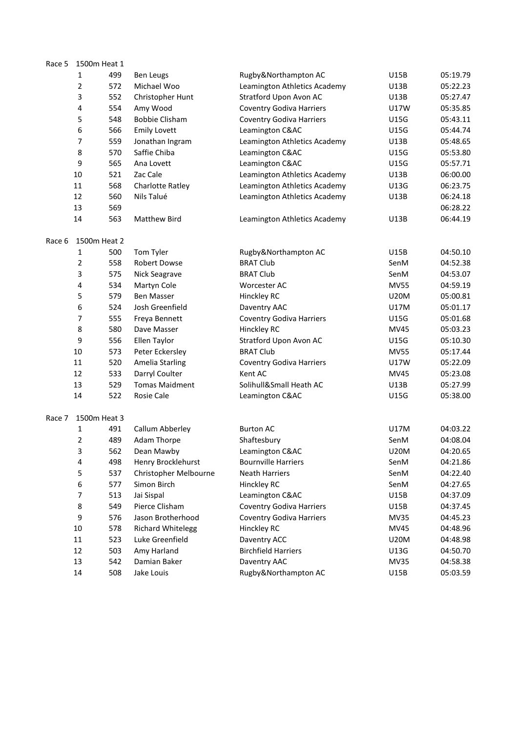## Race 5 1500m Heat 1

| Pos | No. | Name | Club | Cat | Time |
|---|---|---|---|---|---|
| 1 | 499 | Ben Leugs | Rugby&Northampton AC | U15B | 05:19.79 |
| 2 | 572 | Michael Woo | Leamington Athletics Academy | U13B | 05:22.23 |
| 3 | 552 | Christopher Hunt | Stratford Upon Avon AC | U13B | 05:27.47 |
| 4 | 554 | Amy Wood | Coventry Godiva Harriers | U17W | 05:35.85 |
| 5 | 548 | Bobbie Clisham | Coventry Godiva Harriers | U15G | 05:43.11 |
| 6 | 566 | Emily Lovett | Leamington C&AC | U15G | 05:44.74 |
| 7 | 559 | Jonathan Ingram | Leamington Athletics Academy | U13B | 05:48.65 |
| 8 | 570 | Saffie Chiba | Leamington C&AC | U15G | 05:53.80 |
| 9 | 565 | Ana Lovett | Leamington C&AC | U15G | 05:57.71 |
| 10 | 521 | Zac Cale | Leamington Athletics Academy | U13B | 06:00.00 |
| 11 | 568 | Charlotte Ratley | Leamington Athletics Academy | U13G | 06:23.75 |
| 12 | 560 | Nils Talué | Leamington Athletics Academy | U13B | 06:24.18 |
| 13 | 569 | | | | 06:28.22 |
| 14 | 563 | Matthew Bird | Leamington Athletics Academy | U13B | 06:44.19 |

## Race 6 1500m Heat 2

| Pos | No. | Name | Club | Cat | Time |
|---|---|---|---|---|---|
| 1 | 500 | Tom Tyler | Rugby&Northampton AC | U15B | 04:50.10 |
| 2 | 558 | Robert Dowse | BRAT Club | SenM | 04:52.38 |
| 3 | 575 | Nick Seagrave | BRAT Club | SenM | 04:53.07 |
| 4 | 534 | Martyn Cole | Worcester AC | MV55 | 04:59.19 |
| 5 | 579 | Ben Masser | Hinckley RC | U20M | 05:00.81 |
| 6 | 524 | Josh Greenfield | Daventry AAC | U17M | 05:01.17 |
| 7 | 555 | Freya Bennett | Coventry Godiva Harriers | U15G | 05:01.68 |
| 8 | 580 | Dave Masser | Hinckley RC | MV45 | 05:03.23 |
| 9 | 556 | Ellen Taylor | Stratford Upon Avon AC | U15G | 05:10.30 |
| 10 | 573 | Peter Eckersley | BRAT Club | MV55 | 05:17.44 |
| 11 | 520 | Amelia Starling | Coventry Godiva Harriers | U17W | 05:22.09 |
| 12 | 533 | Darryl Coulter | Kent AC | MV45 | 05:23.08 |
| 13 | 529 | Tomas Maidment | Solihull&Small Heath AC | U13B | 05:27.99 |
| 14 | 522 | Rosie Cale | Leamington C&AC | U15G | 05:38.00 |

## Race 7 1500m Heat 3

| Pos | No. | Name | Club | Cat | Time |
|---|---|---|---|---|---|
| 1 | 491 | Callum Abberley | Burton AC | U17M | 04:03.22 |
| 2 | 489 | Adam Thorpe | Shaftesbury | SenM | 04:08.04 |
| 3 | 562 | Dean Mawby | Leamington C&AC | U20M | 04:20.65 |
| 4 | 498 | Henry Brocklehurst | Bournville Harriers | SenM | 04:21.86 |
| 5 | 537 | Christopher Melbourne | Neath Harriers | SenM | 04:22.40 |
| 6 | 577 | Simon Birch | Hinckley RC | SenM | 04:27.65 |
| 7 | 513 | Jai Sispal | Leamington C&AC | U15B | 04:37.09 |
| 8 | 549 | Pierce Clisham | Coventry Godiva Harriers | U15B | 04:37.45 |
| 9 | 576 | Jason Brotherhood | Coventry Godiva Harriers | MV35 | 04:45.23 |
| 10 | 578 | Richard Whitelegg | Hinckley RC | MV45 | 04:48.96 |
| 11 | 523 | Luke Greenfield | Daventry ACC | U20M | 04:48.98 |
| 12 | 503 | Amy Harland | Birchfield Harriers | U13G | 04:50.70 |
| 13 | 542 | Damian Baker | Daventry AAC | MV35 | 04:58.38 |
| 14 | 508 | Jake Louis | Rugby&Northampton AC | U15B | 05:03.59 |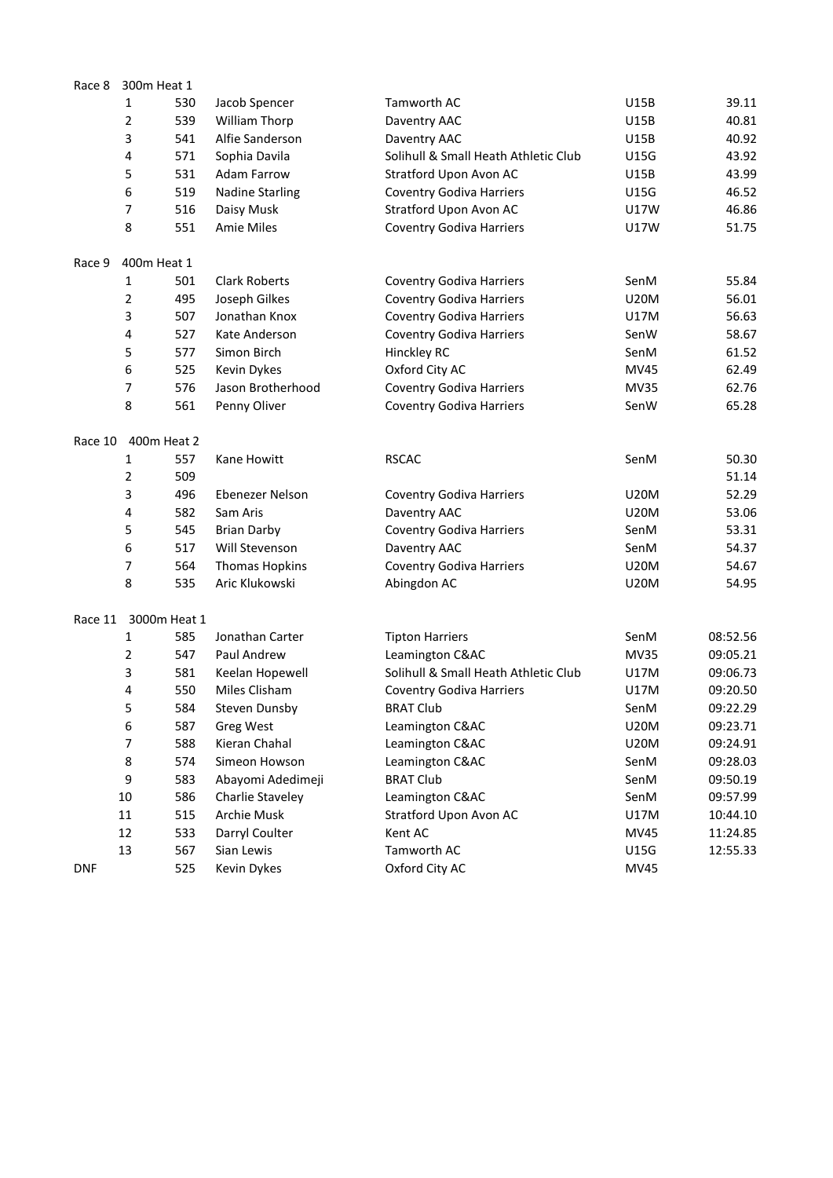| | | | | | | |
|---|---|---|---|---|---|---|
| Race 8 | 300m Heat 1 | | | | | |
| | 1 | 530 | Jacob Spencer | Tamworth AC | U15B | 39.11 |
| | 2 | 539 | William Thorp | Daventry AAC | U15B | 40.81 |
| | 3 | 541 | Alfie Sanderson | Daventry AAC | U15B | 40.92 |
| | 4 | 571 | Sophia Davila | Solihull & Small Heath Athletic Club | U15G | 43.92 |
| | 5 | 531 | Adam Farrow | Stratford Upon Avon AC | U15B | 43.99 |
| | 6 | 519 | Nadine Starling | Coventry Godiva Harriers | U15G | 46.52 |
| | 7 | 516 | Daisy Musk | Stratford Upon Avon AC | U17W | 46.86 |
| | 8 | 551 | Amie Miles | Coventry Godiva Harriers | U17W | 51.75 |
| Race 9 | 400m Heat 1 | | | | | |
| | 1 | 501 | Clark Roberts | Coventry Godiva Harriers | SenM | 55.84 |
| | 2 | 495 | Joseph Gilkes | Coventry Godiva Harriers | U20M | 56.01 |
| | 3 | 507 | Jonathan Knox | Coventry Godiva Harriers | U17M | 56.63 |
| | 4 | 527 | Kate Anderson | Coventry Godiva Harriers | SenW | 58.67 |
| | 5 | 577 | Simon Birch | Hinckley RC | SenM | 61.52 |
| | 6 | 525 | Kevin Dykes | Oxford City AC | MV45 | 62.49 |
| | 7 | 576 | Jason Brotherhood | Coventry Godiva Harriers | MV35 | 62.76 |
| | 8 | 561 | Penny Oliver | Coventry Godiva Harriers | SenW | 65.28 |
| Race 10 | 400m Heat 2 | | | | | |
| | 1 | 557 | Kane Howitt | RSCAC | SenM | 50.30 |
| | 2 | 509 | | | | 51.14 |
| | 3 | 496 | Ebenezer Nelson | Coventry Godiva Harriers | U20M | 52.29 |
| | 4 | 582 | Sam Aris | Daventry AAC | U20M | 53.06 |
| | 5 | 545 | Brian Darby | Coventry Godiva Harriers | SenM | 53.31 |
| | 6 | 517 | Will Stevenson | Daventry AAC | SenM | 54.37 |
| | 7 | 564 | Thomas Hopkins | Coventry Godiva Harriers | U20M | 54.67 |
| | 8 | 535 | Aric Klukowski | Abingdon AC | U20M | 54.95 |
| Race 11 | 3000m Heat 1 | | | | | |
| | 1 | 585 | Jonathan Carter | Tipton Harriers | SenM | 08:52.56 |
| | 2 | 547 | Paul Andrew | Leamington C&AC | MV35 | 09:05.21 |
| | 3 | 581 | Keelan Hopewell | Solihull & Small Heath Athletic Club | U17M | 09:06.73 |
| | 4 | 550 | Miles Clisham | Coventry Godiva Harriers | U17M | 09:20.50 |
| | 5 | 584 | Steven Dunsby | BRAT Club | SenM | 09:22.29 |
| | 6 | 587 | Greg West | Leamington C&AC | U20M | 09:23.71 |
| | 7 | 588 | Kieran Chahal | Leamington C&AC | U20M | 09:24.91 |
| | 8 | 574 | Simeon Howson | Leamington C&AC | SenM | 09:28.03 |
| | 9 | 583 | Abayomi Adedimeji | BRAT Club | SenM | 09:50.19 |
| | 10 | 586 | Charlie Staveley | Leamington C&AC | SenM | 09:57.99 |
| | 11 | 515 | Archie Musk | Stratford Upon Avon AC | U17M | 10:44.10 |
| | 12 | 533 | Darryl Coulter | Kent AC | MV45 | 11:24.85 |
| | 13 | 567 | Sian Lewis | Tamworth AC | U15G | 12:55.33 |
| DNF | | 525 | Kevin Dykes | Oxford City AC | MV45 | |